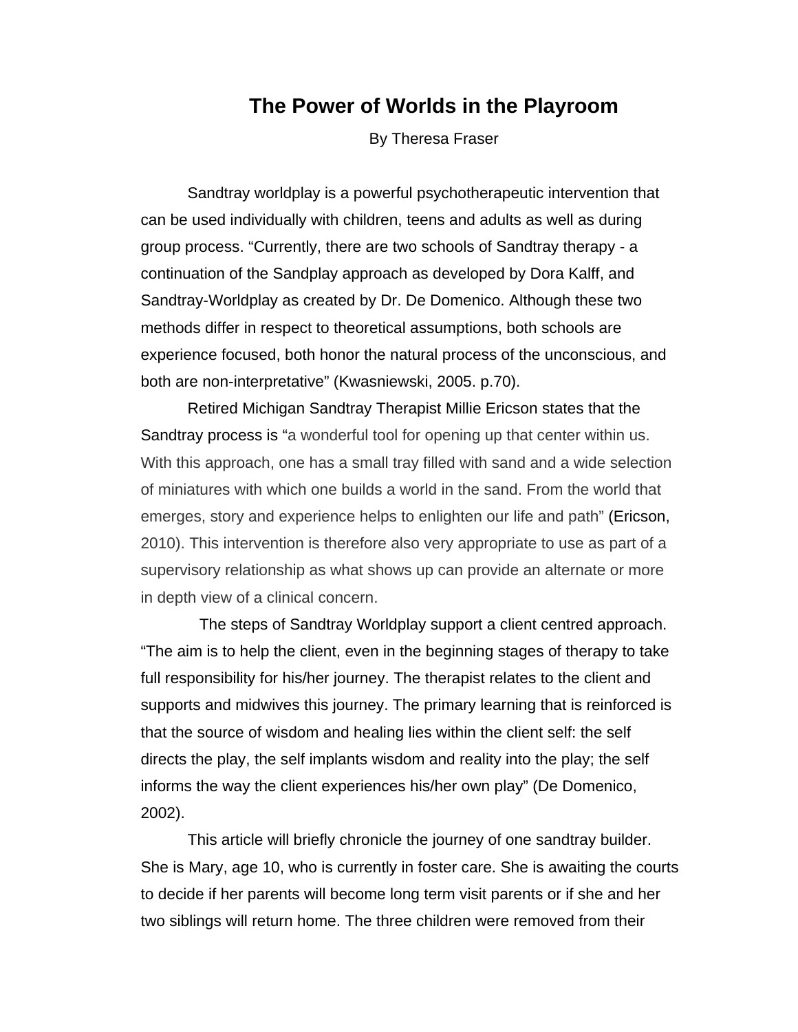# The Power of Worlds in the Playroom

By Theresa Fraser

Sandtray worldplay is a powerful psychotherapeutic intervention that can be used individually with children, teens and adults as well as during group process. "Currently, there are two schools of Sandtray therapy - a continuation of the Sandplay approach as developed by Dora Kalff, and Sandtray-Worldplay as created by Dr. De Domenico. Although these two methods differ in respect to theoretical assumptions, both schools are experience focused, both honor the natural process of the unconscious, and both are non-interpretative" (Kwasniewski, 2005. p.70).

Retired Michigan Sandtray Therapist Millie Ericson states that the Sandtray process is "a wonderful tool for opening up that center within us. With this approach, one has a small tray filled with sand and a wide selection of miniatures with which one builds a world in the sand. From the world that emerges, story and experience helps to enlighten our life and path" (Ericson, 2010). This intervention is therefore also very appropriate to use as part of a supervisory relationship as what shows up can provide an alternate or more in depth view of a clinical concern.

The steps of Sandtray Worldplay support a client centred approach. "The aim is to help the client, even in the beginning stages of therapy to take full responsibility for his/her journey. The therapist relates to the client and supports and midwives this journey. The primary learning that is reinforced is that the source of wisdom and healing lies within the client self: the self directs the play, the self implants wisdom and reality into the play; the self informs the way the client experiences his/her own play" (De Domenico, 2002).

This article will briefly chronicle the journey of one sandtray builder. She is Mary, age 10, who is currently in foster care. She is awaiting the courts to decide if her parents will become long term visit parents or if she and her two siblings will return home. The three children were removed from their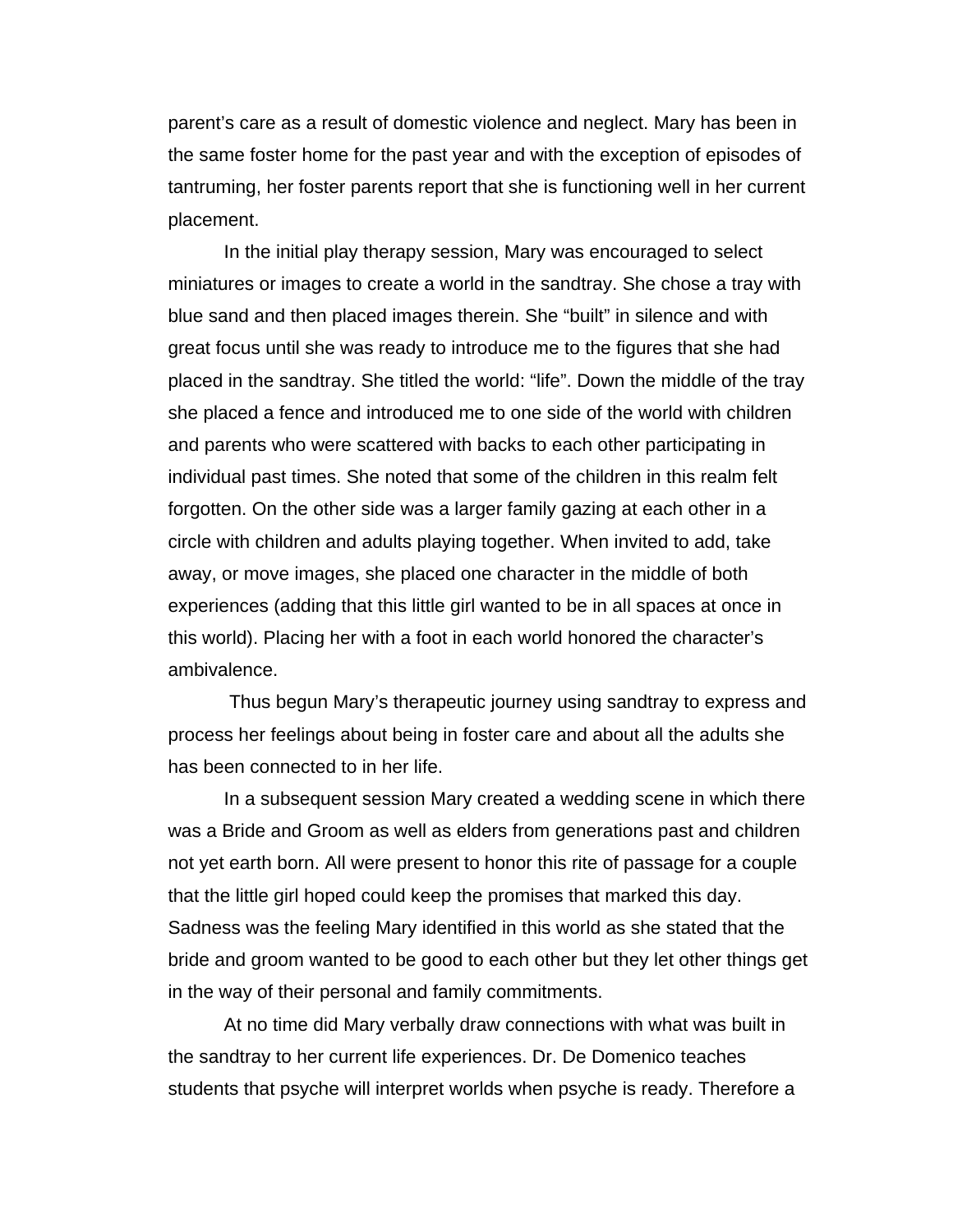parent's care as a result of domestic violence and neglect. Mary has been in the same foster home for the past year and with the exception of episodes of tantruming, her foster parents report that she is functioning well in her current placement.

In the initial play therapy session, Mary was encouraged to select miniatures or images to create a world in the sandtray. She chose a tray with blue sand and then placed images therein. She "built" in silence and with great focus until she was ready to introduce me to the figures that she had placed in the sandtray. She titled the world: "life". Down the middle of the tray she placed a fence and introduced me to one side of the world with children and parents who were scattered with backs to each other participating in individual past times. She noted that some of the children in this realm felt forgotten. On the other side was a larger family gazing at each other in a circle with children and adults playing together. When invited to add, take away, or move images, she placed one character in the middle of both experiences (adding that this little girl wanted to be in all spaces at once in this world). Placing her with a foot in each world honored the character's ambivalence.

Thus begun Mary's therapeutic journey using sandtray to express and process her feelings about being in foster care and about all the adults she has been connected to in her life.

In a subsequent session Mary created a wedding scene in which there was a Bride and Groom as well as elders from generations past and children not yet earth born. All were present to honor this rite of passage for a couple that the little girl hoped could keep the promises that marked this day. Sadness was the feeling Mary identified in this world as she stated that the bride and groom wanted to be good to each other but they let other things get in the way of their personal and family commitments.

At no time did Mary verbally draw connections with what was built in the sandtray to her current life experiences. Dr. De Domenico teaches students that psyche will interpret worlds when psyche is ready. Therefore a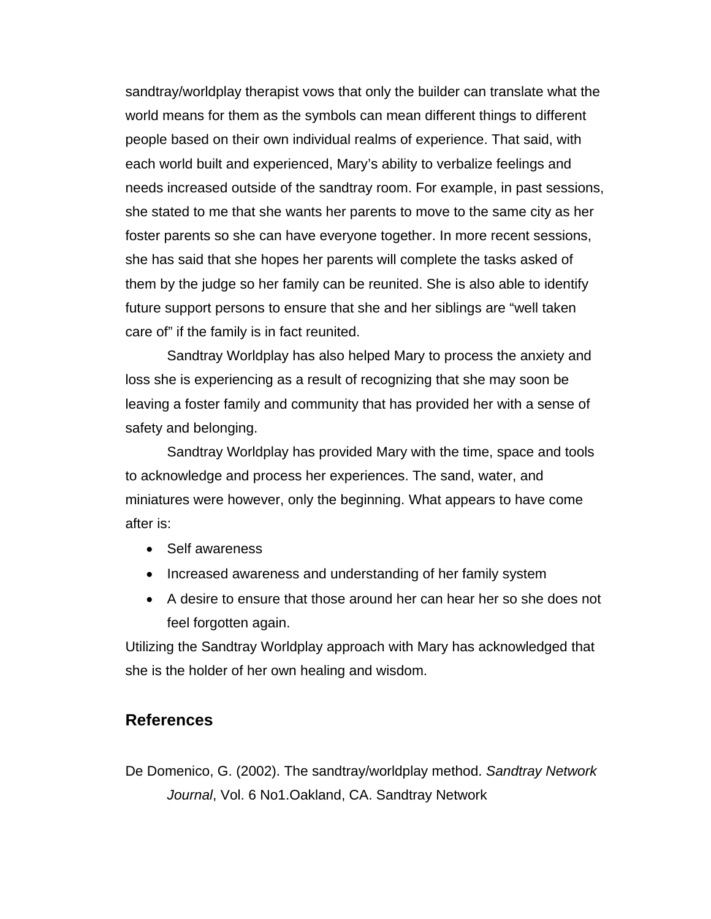sandtray/worldplay therapist vows that only the builder can translate what the world means for them as the symbols can mean different things to different people based on their own individual realms of experience. That said, with each world built and experienced, Mary's ability to verbalize feelings and needs increased outside of the sandtray room. For example, in past sessions, she stated to me that she wants her parents to move to the same city as her foster parents so she can have everyone together. In more recent sessions, she has said that she hopes her parents will complete the tasks asked of them by the judge so her family can be reunited. She is also able to identify future support persons to ensure that she and her siblings are "well taken care of" if the family is in fact reunited.

Sandtray Worldplay has also helped Mary to process the anxiety and loss she is experiencing as a result of recognizing that she may soon be leaving a foster family and community that has provided her with a sense of safety and belonging.

Sandtray Worldplay has provided Mary with the time, space and tools to acknowledge and process her experiences. The sand, water, and miniatures were however, only the beginning. What appears to have come after is:

- Self awareness
- Increased awareness and understanding of her family system
- A desire to ensure that those around her can hear her so she does not feel forgotten again.

Utilizing the Sandtray Worldplay approach with Mary has acknowledged that she is the holder of her own healing and wisdom.

## References

De Domenico, G. (2002). The sandtray/worldplay method. *Sandtray Network Journal*, Vol. 6 No1.Oakland, CA. Sandtray Network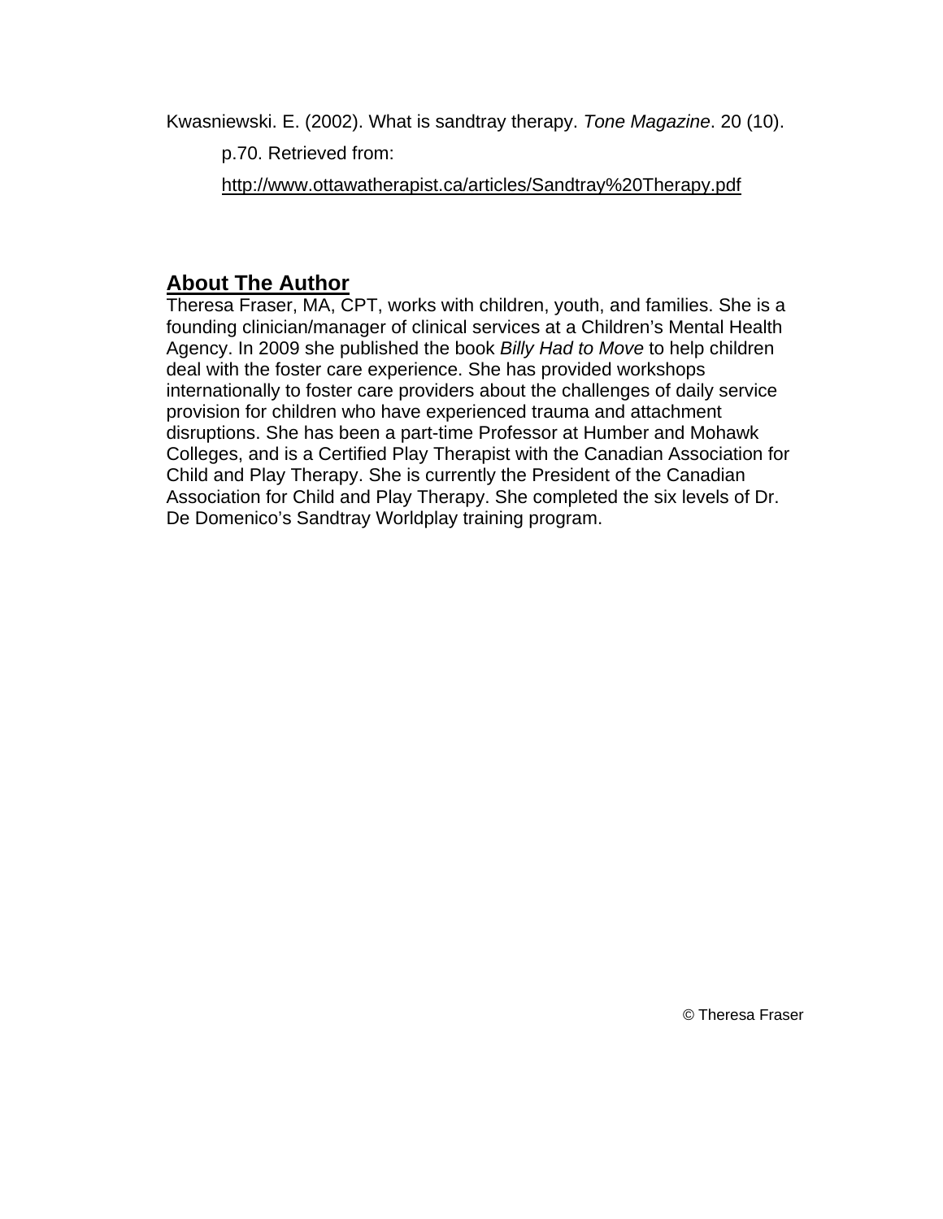Kwasniewski. E. (2002). What is sandtray therapy. *Tone Magazine*. 20 (10). p.70. Retrieved from: http://www.ottawatherapist.ca/articles/Sandtray%20Therapy.pdf

## About The Author

Theresa Fraser, MA, CPT, works with children, youth, and families. She is a founding clinician/manager of clinical services at a Children's Mental Health Agency. In 2009 she published the book *Billy Had to Move* to help children deal with the foster care experience. She has provided workshops internationally to foster care providers about the challenges of daily service provision for children who have experienced trauma and attachment disruptions. She has been a part-time Professor at Humber and Mohawk Colleges, and is a Certified Play Therapist with the Canadian Association for Child and Play Therapy. She is currently the President of the Canadian Association for Child and Play Therapy. She completed the six levels of Dr. De Domenico's Sandtray Worldplay training program.

© Theresa Fraser